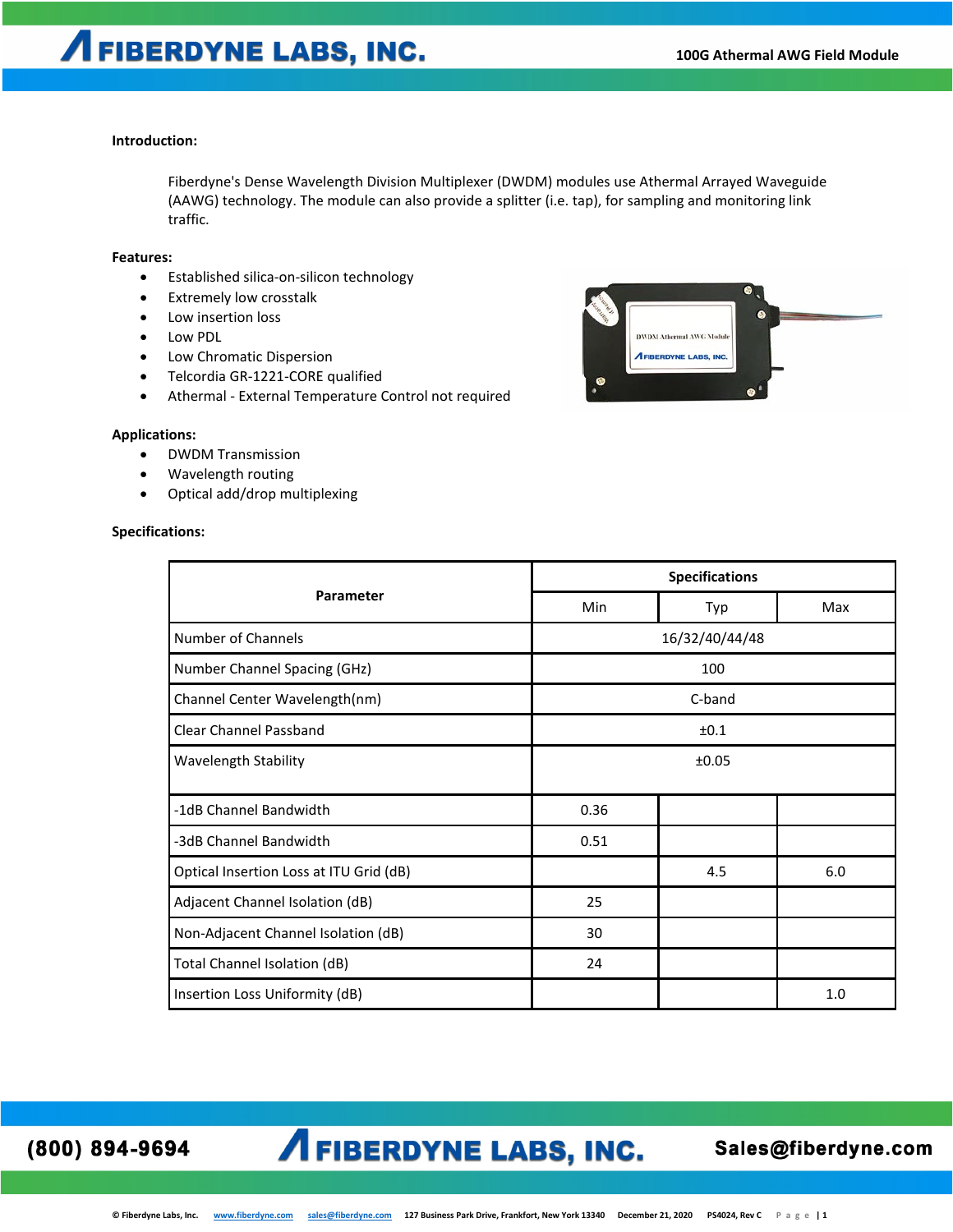**Introduction:**

Fiberdyne's Dense Wavelength Division Multiplexer (DWDM) modules use Athermal Arrayed Waveguide (AAWG) technology. The module can also provide a splitter (i.e. tap), for sampling and monitoring link traffic.

**Features:**

- Established silica-on-silicon technology
- Extremely low crosstalk
- Low insertion loss
- Low PDL
- Low Chromatic Dispersion
- Telcordia GR-1221-CORE qualified
- Athermal - External Temperature Control not required

**Applications:**

- DWDM Transmission
- Wavelength routing
- Optical add/drop multiplexing

**Specifications:**

| Parameter | Specifications | | |
|---|---|---|---|
| | Min | Typ | Max |
| Number of Channels | 16/32/40/44/48 | | |
| Number Channel Spacing (GHz) | 100 | | |
| Channel Center Wavelength(nm) | C-band | | |
| Clear Channel Passband | ±0.1 | | |
| Wavelength Stability | ±0.05 | | |
| -1dB Channel Bandwidth | 0.36 | | |
| -3dB Channel Bandwidth | 0.51 | | |
| Optical Insertion Loss at ITU Grid (dB) | | 4.5 | 6.0 |
| Adjacent Channel Isolation (dB) | 25 | | |
| Non-Adjacent Channel Isolation (dB) | 30 | | |
| Total Channel Isolation (dB) | 24 | | |
| Insertion Loss Uniformity (dB) | | | 1.0 |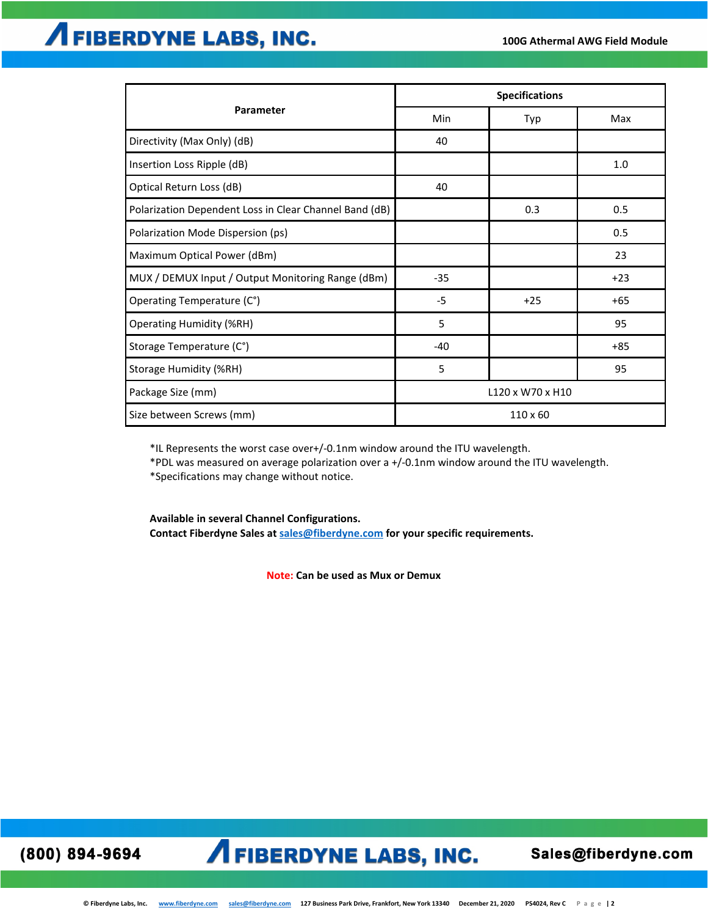| Parameter | Specifications | | |
|---|---|---|---|
| | Min | Typ | Max |
| Directivity (Max Only) (dB) | 40 | | |
| Insertion Loss Ripple (dB) | | | 1.0 |
| Optical Return Loss (dB) | 40 | | |
| Polarization Dependent Loss in Clear Channel Band (dB) | | 0.3 | 0.5 |
| Polarization Mode Dispersion (ps) | | | 0.5 |
| Maximum Optical Power (dBm) | | | 23 |
| MUX / DEMUX Input / Output Monitoring Range (dBm) | -35 | | +23 |
| Operating Temperature (C°) | -5 | +25 | +65 |
| Operating Humidity (%RH) | 5 | | 95 |
| Storage Temperature (C°) | -40 | | +85 |
| Storage Humidity (%RH) | 5 | | 95 |
| Package Size (mm) | L120 x W70 x H10 | | |
| Size between Screws (mm) | 110 x 60 | | |

*IL Represents the worst case over+/-0.1nm window around the ITU wavelength.
*PDL was measured on average polarization over a +/-0.1nm window around the ITU wavelength.
*Specifications may change without notice.

**Available in several Channel Configurations.**
**Contact Fiberdyne Sales at sales@fiberdyne.com for your specific requirements.**

**Note: Can be used as Mux or Demux**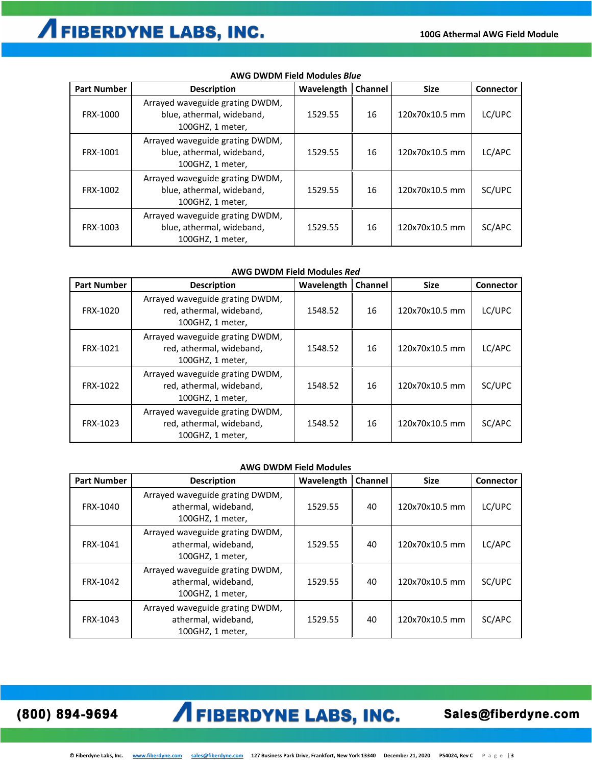**AWG DWDM Field Modules *Blue***

| Part Number | Description | Wavelength | Channel | Size | Connector |
|---|---|---|---|---|---|
| FRX-1000 | Arrayed waveguide grating DWDM, blue, athermal, wideband, 100GHZ, 1 meter, | 1529.55 | 16 | 120x70x10.5 mm | LC/UPC |
| FRX-1001 | Arrayed waveguide grating DWDM, blue, athermal, wideband, 100GHZ, 1 meter, | 1529.55 | 16 | 120x70x10.5 mm | LC/APC |
| FRX-1002 | Arrayed waveguide grating DWDM, blue, athermal, wideband, 100GHZ, 1 meter, | 1529.55 | 16 | 120x70x10.5 mm | SC/UPC |
| FRX-1003 | Arrayed waveguide grating DWDM, blue, athermal, wideband, 100GHZ, 1 meter, | 1529.55 | 16 | 120x70x10.5 mm | SC/APC |

**AWG DWDM Field Modules *Red***

| Part Number | Description | Wavelength | Channel | Size | Connector |
|---|---|---|---|---|---|
| FRX-1020 | Arrayed waveguide grating DWDM, red, athermal, wideband, 100GHZ, 1 meter, | 1548.52 | 16 | 120x70x10.5 mm | LC/UPC |
| FRX-1021 | Arrayed waveguide grating DWDM, red, athermal, wideband, 100GHZ, 1 meter, | 1548.52 | 16 | 120x70x10.5 mm | LC/APC |
| FRX-1022 | Arrayed waveguide grating DWDM, red, athermal, wideband, 100GHZ, 1 meter, | 1548.52 | 16 | 120x70x10.5 mm | SC/UPC |
| FRX-1023 | Arrayed waveguide grating DWDM, red, athermal, wideband, 100GHZ, 1 meter, | 1548.52 | 16 | 120x70x10.5 mm | SC/APC |

**AWG DWDM Field Modules**

| Part Number | Description | Wavelength | Channel | Size | Connector |
|---|---|---|---|---|---|
| FRX-1040 | Arrayed waveguide grating DWDM, athermal, wideband, 100GHZ, 1 meter, | 1529.55 | 40 | 120x70x10.5 mm | LC/UPC |
| FRX-1041 | Arrayed waveguide grating DWDM, athermal, wideband, 100GHZ, 1 meter, | 1529.55 | 40 | 120x70x10.5 mm | LC/APC |
| FRX-1042 | Arrayed waveguide grating DWDM, athermal, wideband, 100GHZ, 1 meter, | 1529.55 | 40 | 120x70x10.5 mm | SC/UPC |
| FRX-1043 | Arrayed waveguide grating DWDM, athermal, wideband, 100GHZ, 1 meter, | 1529.55 | 40 | 120x70x10.5 mm | SC/APC |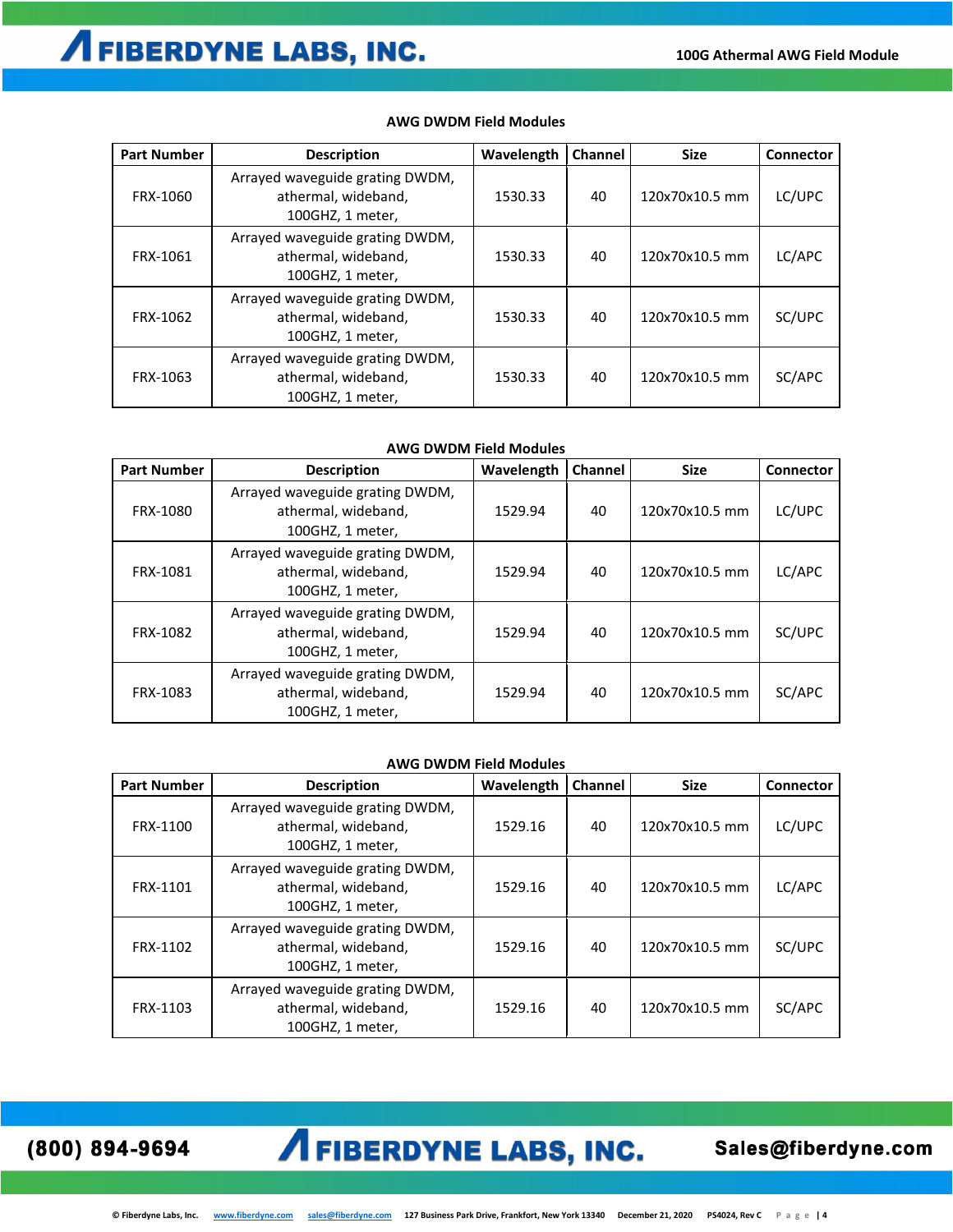### AWG DWDM Field Modules

| Part Number | Description | Wavelength | Channel | Size | Connector |
|---|---|---|---|---|---|
| FRX-1060 | Arrayed waveguide grating DWDM, athermal, wideband, 100GHZ, 1 meter, | 1530.33 | 40 | 120x70x10.5 mm | LC/UPC |
| FRX-1061 | Arrayed waveguide grating DWDM, athermal, wideband, 100GHZ, 1 meter, | 1530.33 | 40 | 120x70x10.5 mm | LC/APC |
| FRX-1062 | Arrayed waveguide grating DWDM, athermal, wideband, 100GHZ, 1 meter, | 1530.33 | 40 | 120x70x10.5 mm | SC/UPC |
| FRX-1063 | Arrayed waveguide grating DWDM, athermal, wideband, 100GHZ, 1 meter, | 1530.33 | 40 | 120x70x10.5 mm | SC/APC |

### AWG DWDM Field Modules

| Part Number | Description | Wavelength | Channel | Size | Connector |
|---|---|---|---|---|---|
| FRX-1080 | Arrayed waveguide grating DWDM, athermal, wideband, 100GHZ, 1 meter, | 1529.94 | 40 | 120x70x10.5 mm | LC/UPC |
| FRX-1081 | Arrayed waveguide grating DWDM, athermal, wideband, 100GHZ, 1 meter, | 1529.94 | 40 | 120x70x10.5 mm | LC/APC |
| FRX-1082 | Arrayed waveguide grating DWDM, athermal, wideband, 100GHZ, 1 meter, | 1529.94 | 40 | 120x70x10.5 mm | SC/UPC |
| FRX-1083 | Arrayed waveguide grating DWDM, athermal, wideband, 100GHZ, 1 meter, | 1529.94 | 40 | 120x70x10.5 mm | SC/APC |

### AWG DWDM Field Modules

| Part Number | Description | Wavelength | Channel | Size | Connector |
|---|---|---|---|---|---|
| FRX-1100 | Arrayed waveguide grating DWDM, athermal, wideband, 100GHZ, 1 meter, | 1529.16 | 40 | 120x70x10.5 mm | LC/UPC |
| FRX-1101 | Arrayed waveguide grating DWDM, athermal, wideband, 100GHZ, 1 meter, | 1529.16 | 40 | 120x70x10.5 mm | LC/APC |
| FRX-1102 | Arrayed waveguide grating DWDM, athermal, wideband, 100GHZ, 1 meter, | 1529.16 | 40 | 120x70x10.5 mm | SC/UPC |
| FRX-1103 | Arrayed waveguide grating DWDM, athermal, wideband, 100GHZ, 1 meter, | 1529.16 | 40 | 120x70x10.5 mm | SC/APC |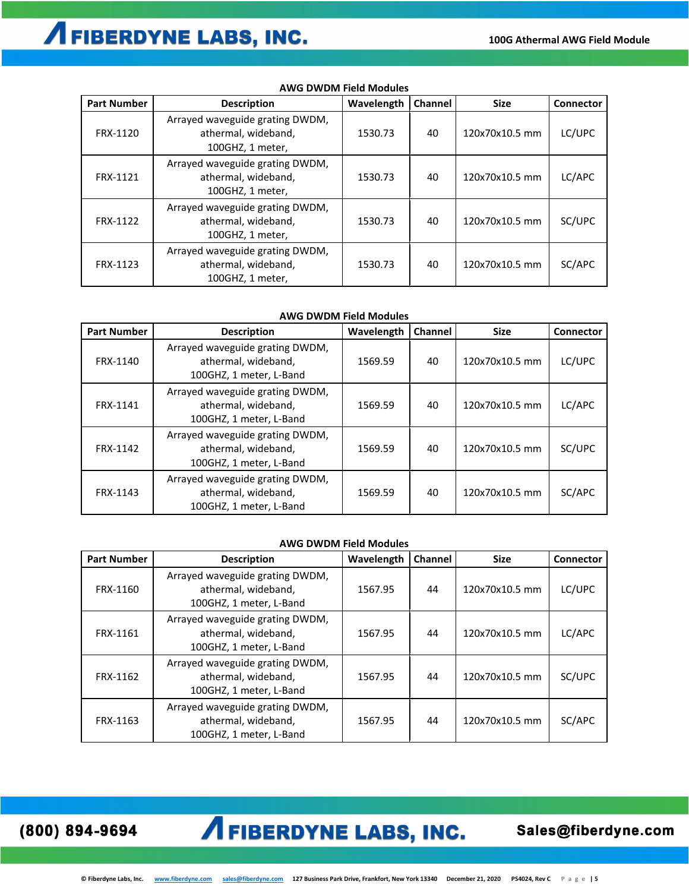**AWG DWDM Field Modules**

| Part Number | Description | Wavelength | Channel | Size | Connector |
|---|---|---|---|---|---|
| FRX-1120 | Arrayed waveguide grating DWDM, athermal, wideband, 100GHZ, 1 meter, | 1530.73 | 40 | 120x70x10.5 mm | LC/UPC |
| FRX-1121 | Arrayed waveguide grating DWDM, athermal, wideband, 100GHZ, 1 meter, | 1530.73 | 40 | 120x70x10.5 mm | LC/APC |
| FRX-1122 | Arrayed waveguide grating DWDM, athermal, wideband, 100GHZ, 1 meter, | 1530.73 | 40 | 120x70x10.5 mm | SC/UPC |
| FRX-1123 | Arrayed waveguide grating DWDM, athermal, wideband, 100GHZ, 1 meter, | 1530.73 | 40 | 120x70x10.5 mm | SC/APC |

**AWG DWDM Field Modules**

| Part Number | Description | Wavelength | Channel | Size | Connector |
|---|---|---|---|---|---|
| FRX-1140 | Arrayed waveguide grating DWDM, athermal, wideband, 100GHZ, 1 meter, L-Band | 1569.59 | 40 | 120x70x10.5 mm | LC/UPC |
| FRX-1141 | Arrayed waveguide grating DWDM, athermal, wideband, 100GHZ, 1 meter, L-Band | 1569.59 | 40 | 120x70x10.5 mm | LC/APC |
| FRX-1142 | Arrayed waveguide grating DWDM, athermal, wideband, 100GHZ, 1 meter, L-Band | 1569.59 | 40 | 120x70x10.5 mm | SC/UPC |
| FRX-1143 | Arrayed waveguide grating DWDM, athermal, wideband, 100GHZ, 1 meter, L-Band | 1569.59 | 40 | 120x70x10.5 mm | SC/APC |

**AWG DWDM Field Modules**

| Part Number | Description | Wavelength | Channel | Size | Connector |
|---|---|---|---|---|---|
| FRX-1160 | Arrayed waveguide grating DWDM, athermal, wideband, 100GHZ, 1 meter, L-Band | 1567.95 | 44 | 120x70x10.5 mm | LC/UPC |
| FRX-1161 | Arrayed waveguide grating DWDM, athermal, wideband, 100GHZ, 1 meter, L-Band | 1567.95 | 44 | 120x70x10.5 mm | LC/APC |
| FRX-1162 | Arrayed waveguide grating DWDM, athermal, wideband, 100GHZ, 1 meter, L-Band | 1567.95 | 44 | 120x70x10.5 mm | SC/UPC |
| FRX-1163 | Arrayed waveguide grating DWDM, athermal, wideband, 100GHZ, 1 meter, L-Band | 1567.95 | 44 | 120x70x10.5 mm | SC/APC |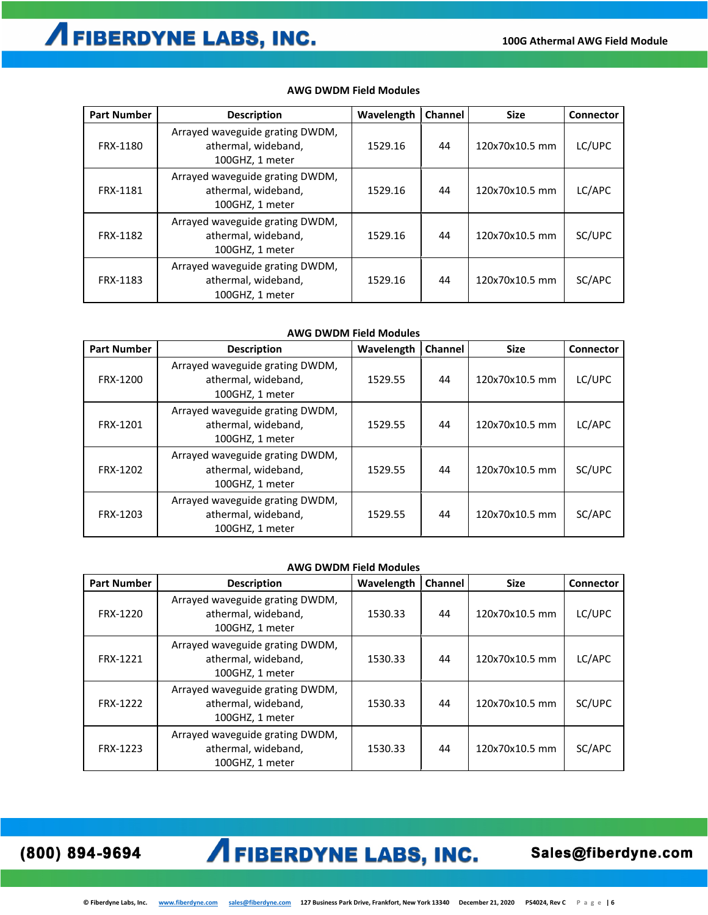### AWG DWDM Field Modules

| Part Number | Description | Wavelength | Channel | Size | Connector |
|---|---|---|---|---|---|
| FRX-1180 | Arrayed waveguide grating DWDM, athermal, wideband, 100GHZ, 1 meter | 1529.16 | 44 | 120x70x10.5 mm | LC/UPC |
| FRX-1181 | Arrayed waveguide grating DWDM, athermal, wideband, 100GHZ, 1 meter | 1529.16 | 44 | 120x70x10.5 mm | LC/APC |
| FRX-1182 | Arrayed waveguide grating DWDM, athermal, wideband, 100GHZ, 1 meter | 1529.16 | 44 | 120x70x10.5 mm | SC/UPC |
| FRX-1183 | Arrayed waveguide grating DWDM, athermal, wideband, 100GHZ, 1 meter | 1529.16 | 44 | 120x70x10.5 mm | SC/APC |

### AWG DWDM Field Modules

| Part Number | Description | Wavelength | Channel | Size | Connector |
|---|---|---|---|---|---|
| FRX-1200 | Arrayed waveguide grating DWDM, athermal, wideband, 100GHZ, 1 meter | 1529.55 | 44 | 120x70x10.5 mm | LC/UPC |
| FRX-1201 | Arrayed waveguide grating DWDM, athermal, wideband, 100GHZ, 1 meter | 1529.55 | 44 | 120x70x10.5 mm | LC/APC |
| FRX-1202 | Arrayed waveguide grating DWDM, athermal, wideband, 100GHZ, 1 meter | 1529.55 | 44 | 120x70x10.5 mm | SC/UPC |
| FRX-1203 | Arrayed waveguide grating DWDM, athermal, wideband, 100GHZ, 1 meter | 1529.55 | 44 | 120x70x10.5 mm | SC/APC |

### AWG DWDM Field Modules

| Part Number | Description | Wavelength | Channel | Size | Connector |
|---|---|---|---|---|---|
| FRX-1220 | Arrayed waveguide grating DWDM, athermal, wideband, 100GHZ, 1 meter | 1530.33 | 44 | 120x70x10.5 mm | LC/UPC |
| FRX-1221 | Arrayed waveguide grating DWDM, athermal, wideband, 100GHZ, 1 meter | 1530.33 | 44 | 120x70x10.5 mm | LC/APC |
| FRX-1222 | Arrayed waveguide grating DWDM, athermal, wideband, 100GHZ, 1 meter | 1530.33 | 44 | 120x70x10.5 mm | SC/UPC |
| FRX-1223 | Arrayed waveguide grating DWDM, athermal, wideband, 100GHZ, 1 meter | 1530.33 | 44 | 120x70x10.5 mm | SC/APC |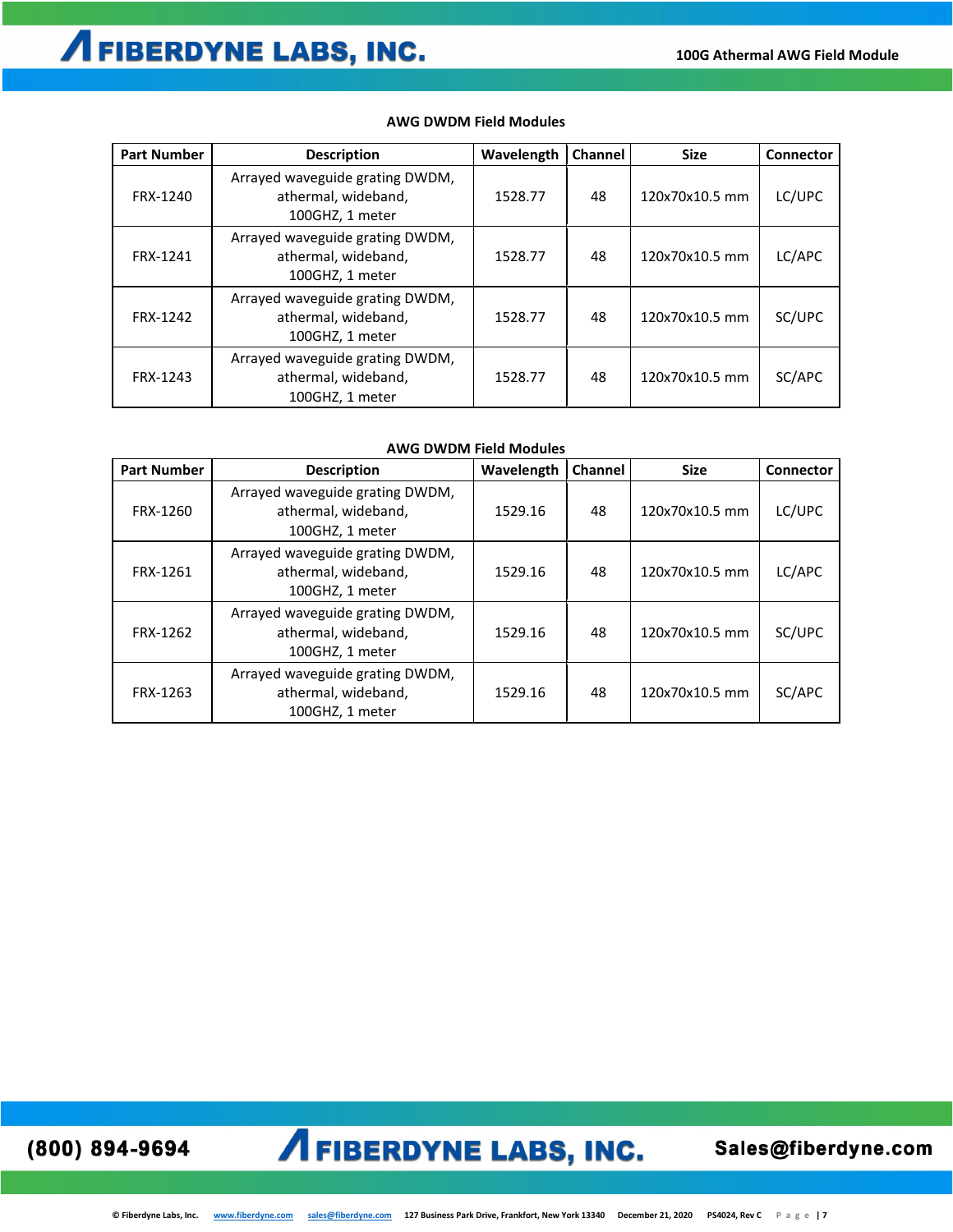**AWG DWDM Field Modules**

| Part Number | Description | Wavelength | Channel | Size | Connector |
|---|---|---|---|---|---|
| FRX-1240 | Arrayed waveguide grating DWDM, athermal, wideband, 100GHZ, 1 meter | 1528.77 | 48 | 120x70x10.5 mm | LC/UPC |
| FRX-1241 | Arrayed waveguide grating DWDM, athermal, wideband, 100GHZ, 1 meter | 1528.77 | 48 | 120x70x10.5 mm | LC/APC |
| FRX-1242 | Arrayed waveguide grating DWDM, athermal, wideband, 100GHZ, 1 meter | 1528.77 | 48 | 120x70x10.5 mm | SC/UPC |
| FRX-1243 | Arrayed waveguide grating DWDM, athermal, wideband, 100GHZ, 1 meter | 1528.77 | 48 | 120x70x10.5 mm | SC/APC |

**AWG DWDM Field Modules**

| Part Number | Description | Wavelength | Channel | Size | Connector |
|---|---|---|---|---|---|
| FRX-1260 | Arrayed waveguide grating DWDM, athermal, wideband, 100GHZ, 1 meter | 1529.16 | 48 | 120x70x10.5 mm | LC/UPC |
| FRX-1261 | Arrayed waveguide grating DWDM, athermal, wideband, 100GHZ, 1 meter | 1529.16 | 48 | 120x70x10.5 mm | LC/APC |
| FRX-1262 | Arrayed waveguide grating DWDM, athermal, wideband, 100GHZ, 1 meter | 1529.16 | 48 | 120x70x10.5 mm | SC/UPC |
| FRX-1263 | Arrayed waveguide grating DWDM, athermal, wideband, 100GHZ, 1 meter | 1529.16 | 48 | 120x70x10.5 mm | SC/APC |